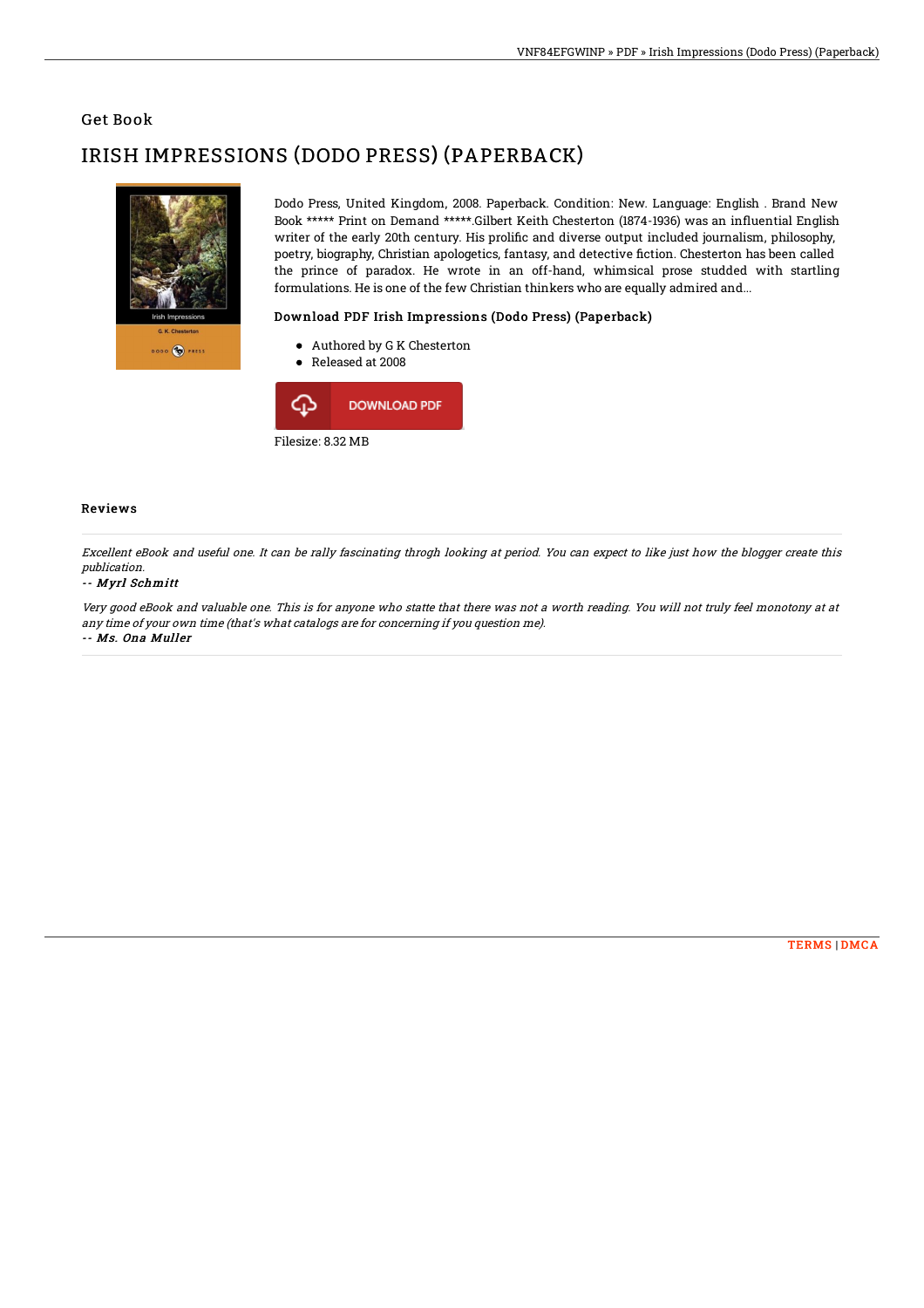## Get Book

# IRISH IMPRESSIONS (DODO PRESS) (PAPERBACK)

Dodo Press, United Kingdom, 2008. Paperback. Condition: New. Language: English . Brand New Book ***** Print on Demand *****.Gilbert Keith Chesterton (1874-1936) was an influential English writer of the early 20th century. His prolific and diverse output included journalism, philosophy, poetry, biography, Christian apologetics, fantasy, and detective fiction. Chesterton has been called the prince of paradox. He wrote in an off-hand, whimsical prose studded with startling formulations. He is one of the few Christian thinkers who are equally admired and...

### Download PDF Irish Impressions (Dodo Press) (Paperback)

- Authored by G K Chesterton
- Released at 2008

DOWNLOAD PDF

Filesize: 8.32 MB

### Reviews

*Excellent eBook and useful one. It can be rally fascinating throgh looking at period. You can expect to like just how the blogger create this publication.*

*-- Myrl Schmitt*

*Very good eBook and valuable one. This is for anyone who statte that there was not a worth reading. You will not truly feel monotony at at any time of your own time (that's what catalogs are for concerning if you question me).*

*-- Ms. Ona Muller*

TERMS | DMCA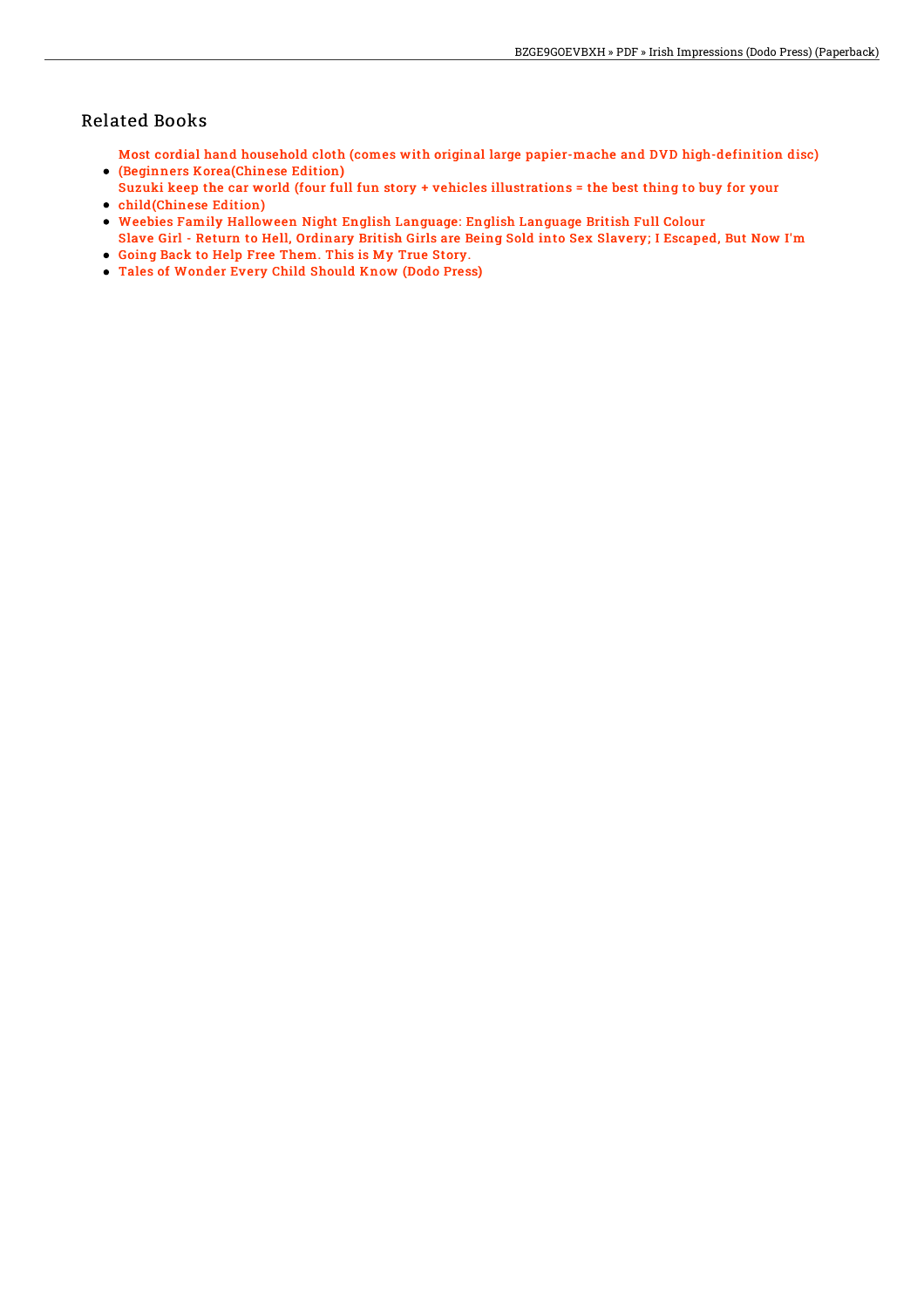## Related Books

- Most cordial hand household cloth (comes with original large papier-mache and DVD high-definition disc) (Beginners Korea(Chinese Edition)
- Suzuki keep the car world (four full fun story + vehicles illustrations = the best thing to buy for your child(Chinese Edition)
- Weebies Family Halloween Night English Language: English Language British Full Colour
- Slave Girl - Return to Hell, Ordinary British Girls are Being Sold into Sex Slavery; I Escaped, But Now I'm Going Back to Help Free Them. This is My True Story.
- Tales of Wonder Every Child Should Know (Dodo Press)